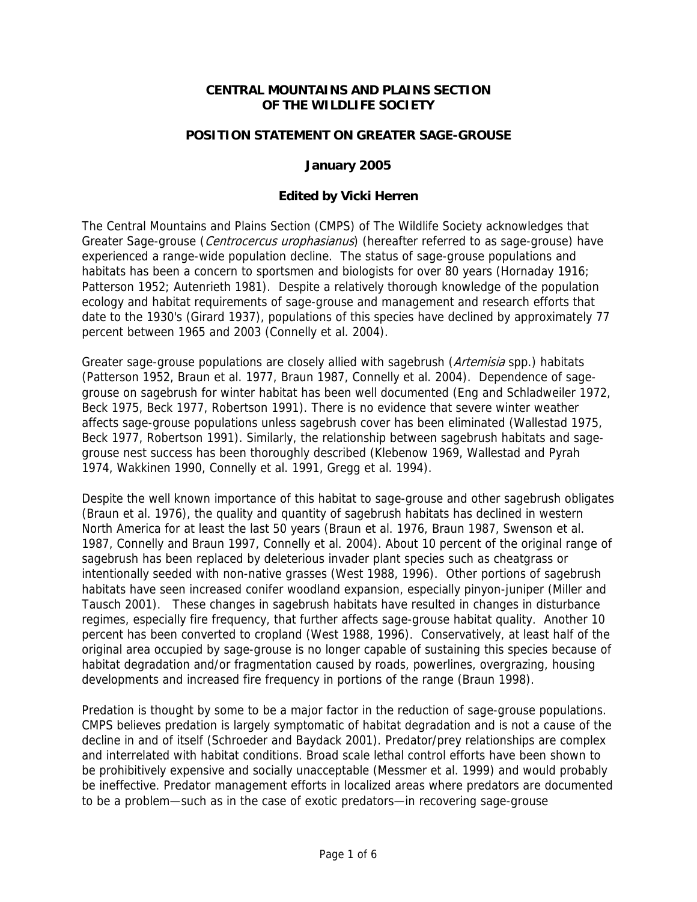**CENTRAL MOUNTAINS AND PLAINS SECTION OF THE WILDLIFE SOCIETY**

**POSITION STATEMENT ON GREATER SAGE-GROUSE**

**January 2005**

**Edited by Vicki Herren**

The Central Mountains and Plains Section (CMPS) of The Wildlife Society acknowledges that Greater Sage-grouse (*Centrocercus urophasianus*) (hereafter referred to as sage-grouse) have experienced a range-wide population decline. The status of sage-grouse populations and habitats has been a concern to sportsmen and biologists for over 80 years (Hornaday 1916; Patterson 1952; Autenrieth 1981). Despite a relatively thorough knowledge of the population ecology and habitat requirements of sage-grouse and management and research efforts that date to the 1930's (Girard 1937), populations of this species have declined by approximately 77 percent between 1965 and 2003 (Connelly et al. 2004).

Greater sage-grouse populations are closely allied with sagebrush (*Artemisia* spp.) habitats (Patterson 1952, Braun et al. 1977, Braun 1987, Connelly et al. 2004). Dependence of sage-grouse on sagebrush for winter habitat has been well documented (Eng and Schladweiler 1972, Beck 1975, Beck 1977, Robertson 1991). There is no evidence that severe winter weather affects sage-grouse populations unless sagebrush cover has been eliminated (Wallestad 1975, Beck 1977, Robertson 1991). Similarly, the relationship between sagebrush habitats and sage-grouse nest success has been thoroughly described (Klebenow 1969, Wallestad and Pyrah 1974, Wakkinen 1990, Connelly et al. 1991, Gregg et al. 1994).

Despite the well known importance of this habitat to sage-grouse and other sagebrush obligates (Braun et al. 1976), the quality and quantity of sagebrush habitats has declined in western North America for at least the last 50 years (Braun et al. 1976, Braun 1987, Swenson et al. 1987, Connelly and Braun 1997, Connelly et al. 2004). About 10 percent of the original range of sagebrush has been replaced by deleterious invader plant species such as cheatgrass or intentionally seeded with non-native grasses (West 1988, 1996). Other portions of sagebrush habitats have seen increased conifer woodland expansion, especially pinyon-juniper (Miller and Tausch 2001). These changes in sagebrush habitats have resulted in changes in disturbance regimes, especially fire frequency, that further affects sage-grouse habitat quality. Another 10 percent has been converted to cropland (West 1988, 1996). Conservatively, at least half of the original area occupied by sage-grouse is no longer capable of sustaining this species because of habitat degradation and/or fragmentation caused by roads, powerlines, overgrazing, housing developments and increased fire frequency in portions of the range (Braun 1998).

Predation is thought by some to be a major factor in the reduction of sage-grouse populations. CMPS believes predation is largely symptomatic of habitat degradation and is not a cause of the decline in and of itself (Schroeder and Baydack 2001). Predator/prey relationships are complex and interrelated with habitat conditions. Broad scale lethal control efforts have been shown to be prohibitively expensive and socially unacceptable (Messmer et al. 1999) and would probably be ineffective. Predator management efforts in localized areas where predators are documented to be a problem—such as in the case of exotic predators—in recovering sage-grouse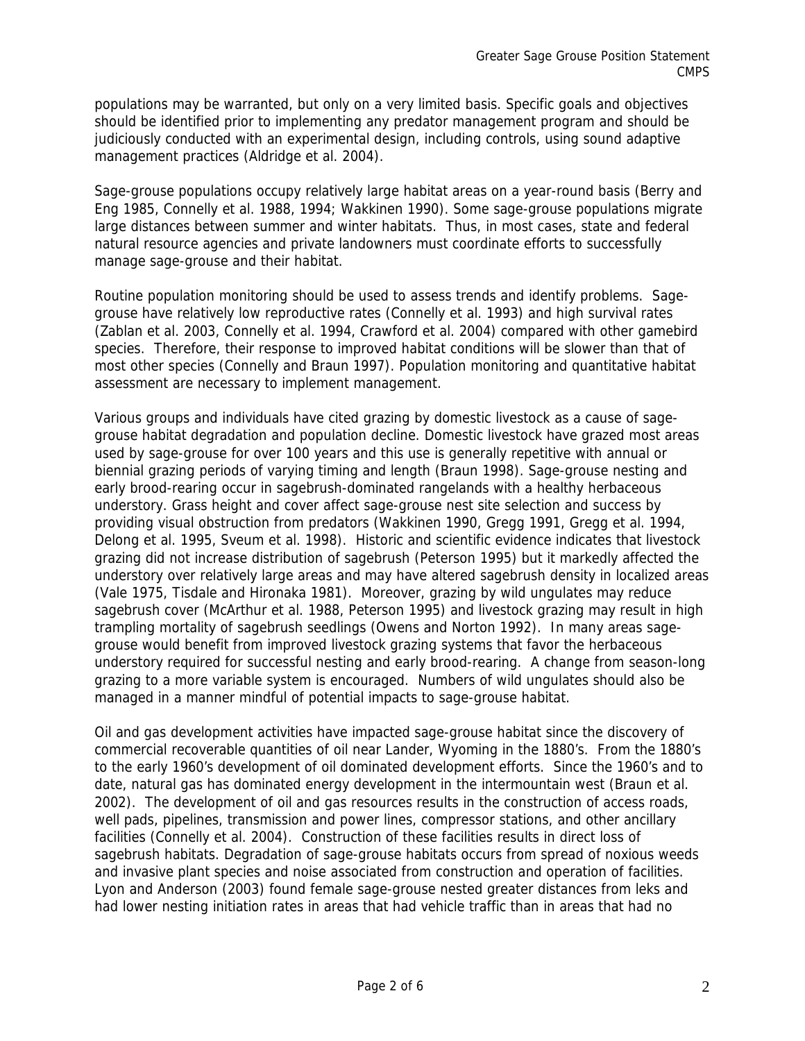populations may be warranted, but only on a very limited basis. Specific goals and objectives should be identified prior to implementing any predator management program and should be judiciously conducted with an experimental design, including controls, using sound adaptive management practices (Aldridge et al. 2004).

Sage-grouse populations occupy relatively large habitat areas on a year-round basis (Berry and Eng 1985, Connelly et al. 1988, 1994; Wakkinen 1990). Some sage-grouse populations migrate large distances between summer and winter habitats. Thus, in most cases, state and federal natural resource agencies and private landowners must coordinate efforts to successfully manage sage-grouse and their habitat.

Routine population monitoring should be used to assess trends and identify problems. Sage-grouse have relatively low reproductive rates (Connelly et al. 1993) and high survival rates (Zablan et al. 2003, Connelly et al. 1994, Crawford et al. 2004) compared with other gamebird species. Therefore, their response to improved habitat conditions will be slower than that of most other species (Connelly and Braun 1997). Population monitoring and quantitative habitat assessment are necessary to implement management.

Various groups and individuals have cited grazing by domestic livestock as a cause of sage-grouse habitat degradation and population decline. Domestic livestock have grazed most areas used by sage-grouse for over 100 years and this use is generally repetitive with annual or biennial grazing periods of varying timing and length (Braun 1998). Sage-grouse nesting and early brood-rearing occur in sagebrush-dominated rangelands with a healthy herbaceous understory. Grass height and cover affect sage-grouse nest site selection and success by providing visual obstruction from predators (Wakkinen 1990, Gregg 1991, Gregg et al. 1994, Delong et al. 1995, Sveum et al. 1998). Historic and scientific evidence indicates that livestock grazing did not increase distribution of sagebrush (Peterson 1995) but it markedly affected the understory over relatively large areas and may have altered sagebrush density in localized areas (Vale 1975, Tisdale and Hironaka 1981). Moreover, grazing by wild ungulates may reduce sagebrush cover (McArthur et al. 1988, Peterson 1995) and livestock grazing may result in high trampling mortality of sagebrush seedlings (Owens and Norton 1992). In many areas sage-grouse would benefit from improved livestock grazing systems that favor the herbaceous understory required for successful nesting and early brood-rearing. A change from season-long grazing to a more variable system is encouraged. Numbers of wild ungulates should also be managed in a manner mindful of potential impacts to sage-grouse habitat.

Oil and gas development activities have impacted sage-grouse habitat since the discovery of commercial recoverable quantities of oil near Lander, Wyoming in the 1880's. From the 1880's to the early 1960's development of oil dominated development efforts. Since the 1960's and to date, natural gas has dominated energy development in the intermountain west (Braun et al. 2002). The development of oil and gas resources results in the construction of access roads, well pads, pipelines, transmission and power lines, compressor stations, and other ancillary facilities (Connelly et al. 2004). Construction of these facilities results in direct loss of sagebrush habitats. Degradation of sage-grouse habitats occurs from spread of noxious weeds and invasive plant species and noise associated from construction and operation of facilities. Lyon and Anderson (2003) found female sage-grouse nested greater distances from leks and had lower nesting initiation rates in areas that had vehicle traffic than in areas that had no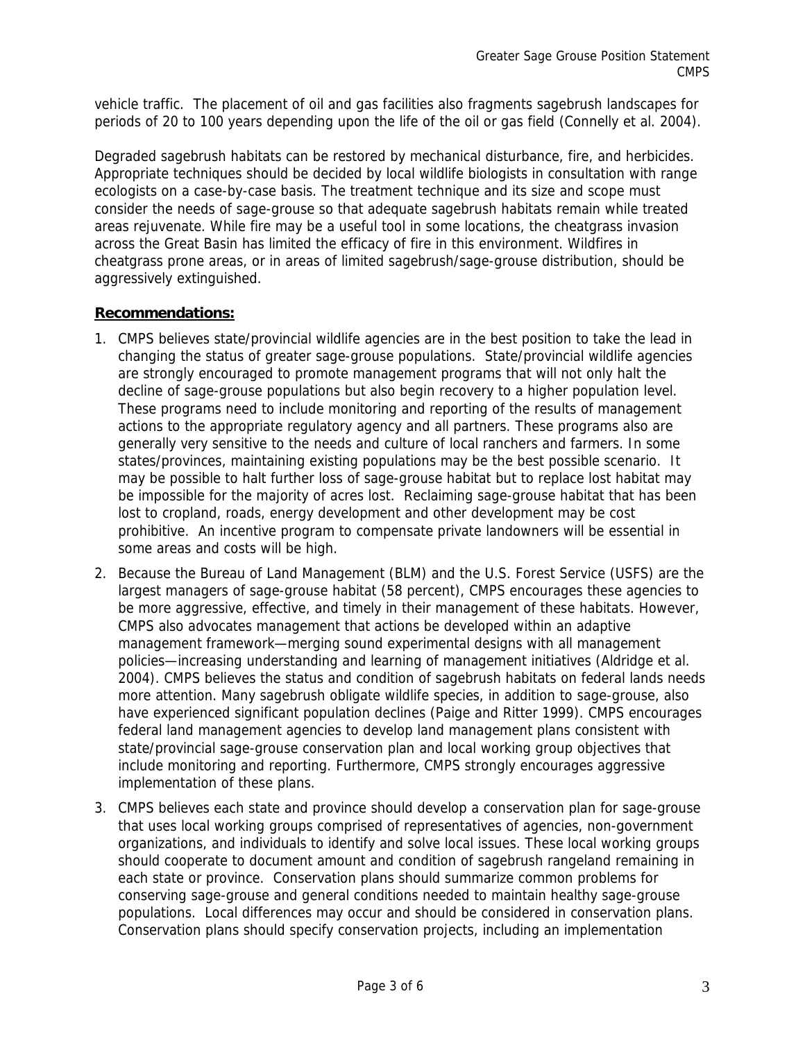vehicle traffic. The placement of oil and gas facilities also fragments sagebrush landscapes for periods of 20 to 100 years depending upon the life of the oil or gas field (Connelly et al. 2004).

Degraded sagebrush habitats can be restored by mechanical disturbance, fire, and herbicides. Appropriate techniques should be decided by local wildlife biologists in consultation with range ecologists on a case-by-case basis. The treatment technique and its size and scope must consider the needs of sage-grouse so that adequate sagebrush habitats remain while treated areas rejuvenate. While fire may be a useful tool in some locations, the cheatgrass invasion across the Great Basin has limited the efficacy of fire in this environment. Wildfires in cheatgrass prone areas, or in areas of limited sagebrush/sage-grouse distribution, should be aggressively extinguished.

**Recommendations:**

1. CMPS believes state/provincial wildlife agencies are in the best position to take the lead in changing the status of greater sage-grouse populations. State/provincial wildlife agencies are strongly encouraged to promote management programs that will not only halt the decline of sage-grouse populations but also begin recovery to a higher population level. These programs need to include monitoring and reporting of the results of management actions to the appropriate regulatory agency and all partners. These programs also are generally very sensitive to the needs and culture of local ranchers and farmers. In some states/provinces, maintaining existing populations may be the best possible scenario. It may be possible to halt further loss of sage-grouse habitat but to replace lost habitat may be impossible for the majority of acres lost. Reclaiming sage-grouse habitat that has been lost to cropland, roads, energy development and other development may be cost prohibitive. An incentive program to compensate private landowners will be essential in some areas and costs will be high.
2. Because the Bureau of Land Management (BLM) and the U.S. Forest Service (USFS) are the largest managers of sage-grouse habitat (58 percent), CMPS encourages these agencies to be more aggressive, effective, and timely in their management of these habitats. However, CMPS also advocates management that actions be developed within an adaptive management framework—merging sound experimental designs with all management policies—increasing understanding and learning of management initiatives (Aldridge et al. 2004). CMPS believes the status and condition of sagebrush habitats on federal lands needs more attention. Many sagebrush obligate wildlife species, in addition to sage-grouse, also have experienced significant population declines (Paige and Ritter 1999). CMPS encourages federal land management agencies to develop land management plans consistent with state/provincial sage-grouse conservation plan and local working group objectives that include monitoring and reporting. Furthermore, CMPS strongly encourages aggressive implementation of these plans.
3. CMPS believes each state and province should develop a conservation plan for sage-grouse that uses local working groups comprised of representatives of agencies, non-government organizations, and individuals to identify and solve local issues. These local working groups should cooperate to document amount and condition of sagebrush rangeland remaining in each state or province. Conservation plans should summarize common problems for conserving sage-grouse and general conditions needed to maintain healthy sage-grouse populations. Local differences may occur and should be considered in conservation plans. Conservation plans should specify conservation projects, including an implementation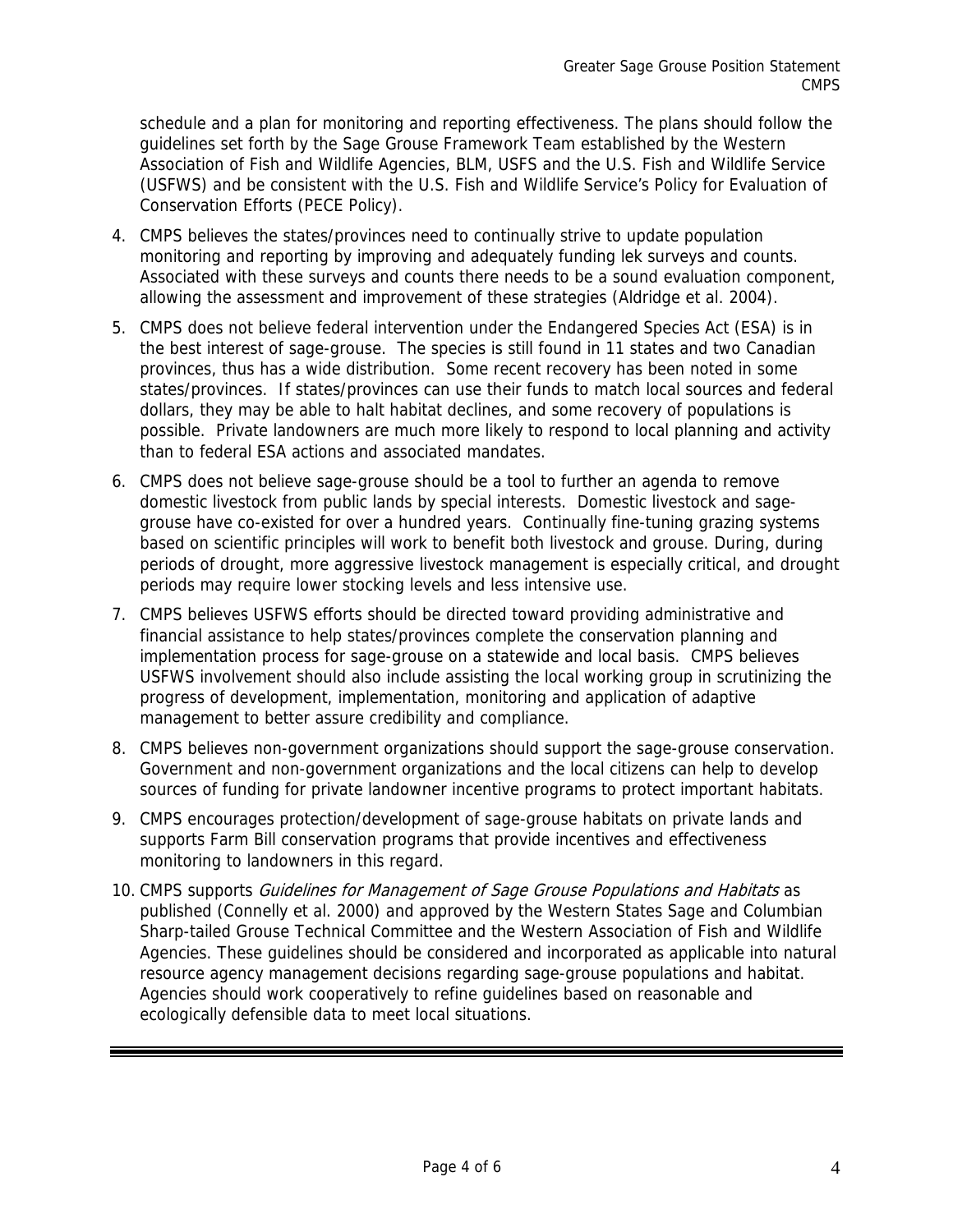schedule and a plan for monitoring and reporting effectiveness. The plans should follow the guidelines set forth by the Sage Grouse Framework Team established by the Western Association of Fish and Wildlife Agencies, BLM, USFS and the U.S. Fish and Wildlife Service (USFWS) and be consistent with the U.S. Fish and Wildlife Service's Policy for Evaluation of Conservation Efforts (PECE Policy).

4. CMPS believes the states/provinces need to continually strive to update population monitoring and reporting by improving and adequately funding lek surveys and counts. Associated with these surveys and counts there needs to be a sound evaluation component, allowing the assessment and improvement of these strategies (Aldridge et al. 2004).

5. CMPS does not believe federal intervention under the Endangered Species Act (ESA) is in the best interest of sage-grouse. The species is still found in 11 states and two Canadian provinces, thus has a wide distribution. Some recent recovery has been noted in some states/provinces. If states/provinces can use their funds to match local sources and federal dollars, they may be able to halt habitat declines, and some recovery of populations is possible. Private landowners are much more likely to respond to local planning and activity than to federal ESA actions and associated mandates.

6. CMPS does not believe sage-grouse should be a tool to further an agenda to remove domestic livestock from public lands by special interests. Domestic livestock and sage-grouse have co-existed for over a hundred years. Continually fine-tuning grazing systems based on scientific principles will work to benefit both livestock and grouse. During, during periods of drought, more aggressive livestock management is especially critical, and drought periods may require lower stocking levels and less intensive use.

7. CMPS believes USFWS efforts should be directed toward providing administrative and financial assistance to help states/provinces complete the conservation planning and implementation process for sage-grouse on a statewide and local basis. CMPS believes USFWS involvement should also include assisting the local working group in scrutinizing the progress of development, implementation, monitoring and application of adaptive management to better assure credibility and compliance.

8. CMPS believes non-government organizations should support the sage-grouse conservation. Government and non-government organizations and the local citizens can help to develop sources of funding for private landowner incentive programs to protect important habitats.

9. CMPS encourages protection/development of sage-grouse habitats on private lands and supports Farm Bill conservation programs that provide incentives and effectiveness monitoring to landowners in this regard.

10. CMPS supports *Guidelines for Management of Sage Grouse Populations and Habitats* as published (Connelly et al. 2000) and approved by the Western States Sage and Columbian Sharp-tailed Grouse Technical Committee and the Western Association of Fish and Wildlife Agencies. These guidelines should be considered and incorporated as applicable into natural resource agency management decisions regarding sage-grouse populations and habitat. Agencies should work cooperatively to refine guidelines based on reasonable and ecologically defensible data to meet local situations.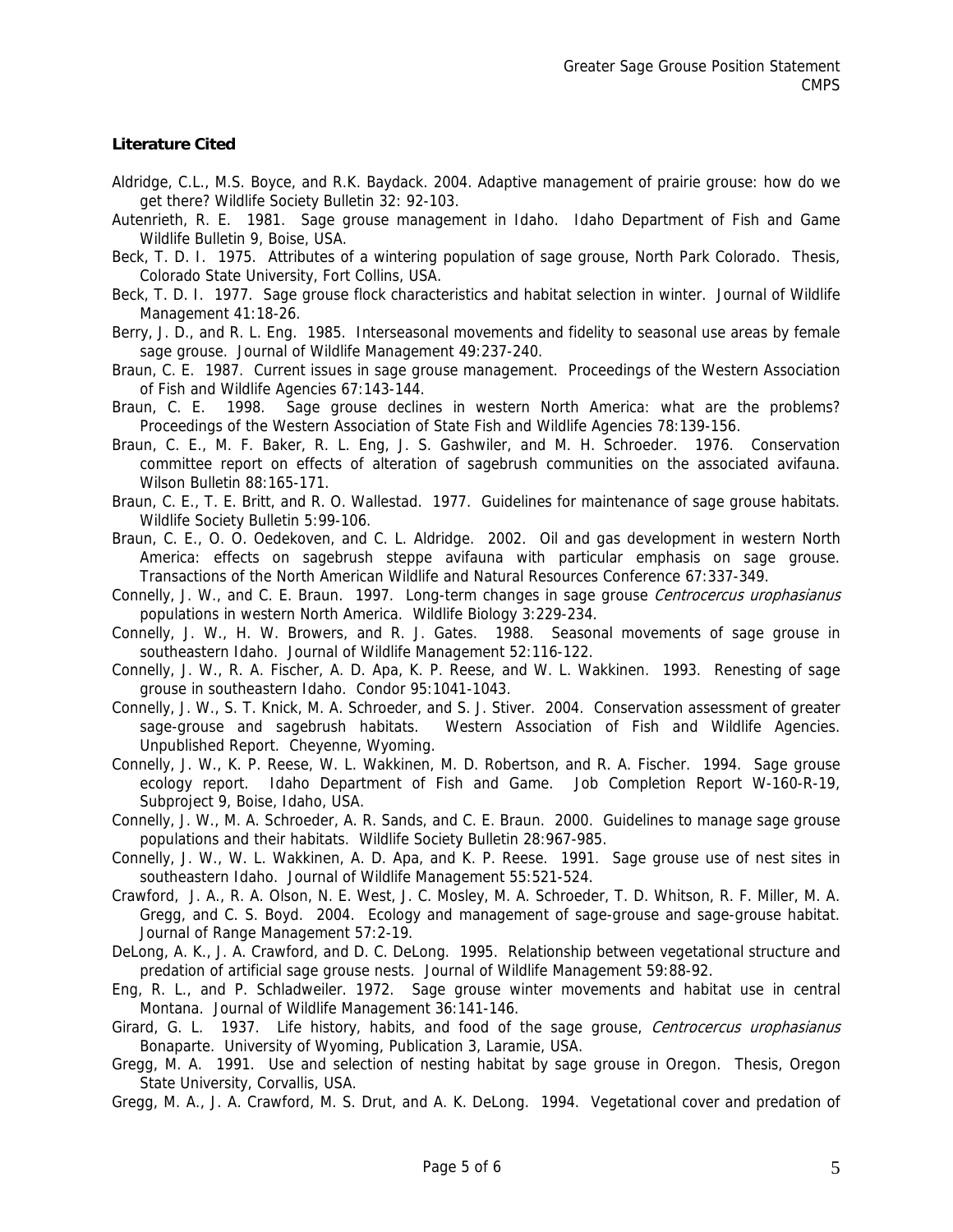**Literature Cited**

Aldridge, C.L., M.S. Boyce, and R.K. Baydack. 2004. Adaptive management of prairie grouse: how do we get there? Wildlife Society Bulletin 32: 92-103.

Autenrieth, R. E. 1981. Sage grouse management in Idaho. Idaho Department of Fish and Game Wildlife Bulletin 9, Boise, USA.

Beck, T. D. I. 1975. Attributes of a wintering population of sage grouse, North Park Colorado. Thesis, Colorado State University, Fort Collins, USA.

Beck, T. D. I. 1977. Sage grouse flock characteristics and habitat selection in winter. Journal of Wildlife Management 41:18-26.

Berry, J. D., and R. L. Eng. 1985. Interseasonal movements and fidelity to seasonal use areas by female sage grouse. Journal of Wildlife Management 49:237-240.

Braun, C. E. 1987. Current issues in sage grouse management. Proceedings of the Western Association of Fish and Wildlife Agencies 67:143-144.

Braun, C. E. 1998. Sage grouse declines in western North America: what are the problems? Proceedings of the Western Association of State Fish and Wildlife Agencies 78:139-156.

Braun, C. E., M. F. Baker, R. L. Eng, J. S. Gashwiler, and M. H. Schroeder. 1976. Conservation committee report on effects of alteration of sagebrush communities on the associated avifauna. Wilson Bulletin 88:165-171.

Braun, C. E., T. E. Britt, and R. O. Wallestad. 1977. Guidelines for maintenance of sage grouse habitats. Wildlife Society Bulletin 5:99-106.

Braun, C. E., O. O. Oedekoven, and C. L. Aldridge. 2002. Oil and gas development in western North America: effects on sagebrush steppe avifauna with particular emphasis on sage grouse. Transactions of the North American Wildlife and Natural Resources Conference 67:337-349.

Connelly, J. W., and C. E. Braun. 1997. Long-term changes in sage grouse *Centrocercus urophasianus* populations in western North America. Wildlife Biology 3:229-234.

Connelly, J. W., H. W. Browers, and R. J. Gates. 1988. Seasonal movements of sage grouse in southeastern Idaho. Journal of Wildlife Management 52:116-122.

Connelly, J. W., R. A. Fischer, A. D. Apa, K. P. Reese, and W. L. Wakkinen. 1993. Renesting of sage grouse in southeastern Idaho. Condor 95:1041-1043.

Connelly, J. W., S. T. Knick, M. A. Schroeder, and S. J. Stiver. 2004. Conservation assessment of greater sage-grouse and sagebrush habitats. Western Association of Fish and Wildlife Agencies. Unpublished Report. Cheyenne, Wyoming.

Connelly, J. W., K. P. Reese, W. L. Wakkinen, M. D. Robertson, and R. A. Fischer. 1994. Sage grouse ecology report. Idaho Department of Fish and Game. Job Completion Report W-160-R-19, Subproject 9, Boise, Idaho, USA.

Connelly, J. W., M. A. Schroeder, A. R. Sands, and C. E. Braun. 2000. Guidelines to manage sage grouse populations and their habitats. Wildlife Society Bulletin 28:967-985.

Connelly, J. W., W. L. Wakkinen, A. D. Apa, and K. P. Reese. 1991. Sage grouse use of nest sites in southeastern Idaho. Journal of Wildlife Management 55:521-524.

Crawford, J. A., R. A. Olson, N. E. West, J. C. Mosley, M. A. Schroeder, T. D. Whitson, R. F. Miller, M. A. Gregg, and C. S. Boyd. 2004. Ecology and management of sage-grouse and sage-grouse habitat. Journal of Range Management 57:2-19.

DeLong, A. K., J. A. Crawford, and D. C. DeLong. 1995. Relationship between vegetational structure and predation of artificial sage grouse nests. Journal of Wildlife Management 59:88-92.

Eng, R. L., and P. Schladweiler. 1972. Sage grouse winter movements and habitat use in central Montana. Journal of Wildlife Management 36:141-146.

Girard, G. L. 1937. Life history, habits, and food of the sage grouse, *Centrocercus urophasianus* Bonaparte. University of Wyoming, Publication 3, Laramie, USA.

Gregg, M. A. 1991. Use and selection of nesting habitat by sage grouse in Oregon. Thesis, Oregon State University, Corvallis, USA.

Gregg, M. A., J. A. Crawford, M. S. Drut, and A. K. DeLong. 1994. Vegetational cover and predation of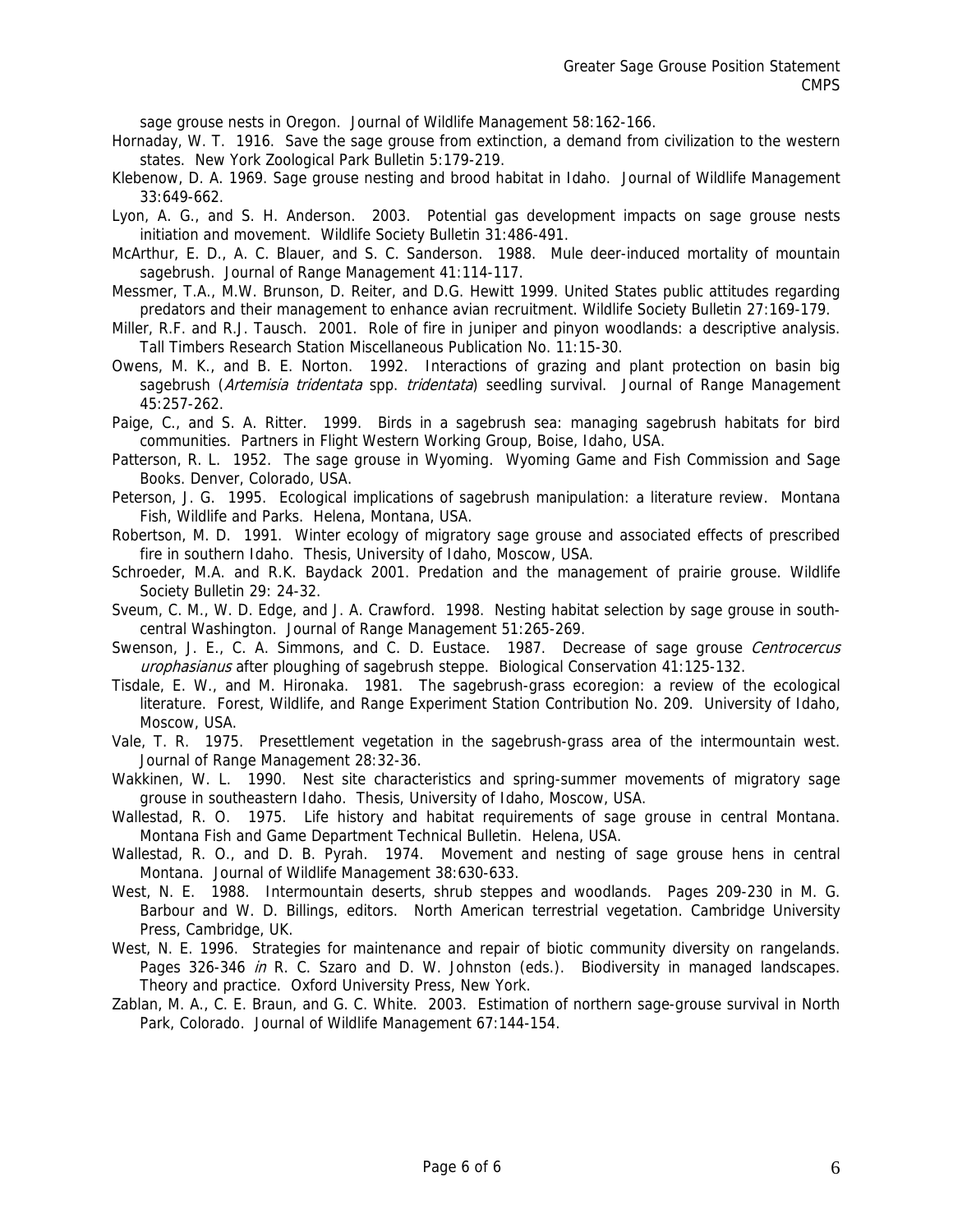sage grouse nests in Oregon. Journal of Wildlife Management 58:162-166.

Hornaday, W. T. 1916. Save the sage grouse from extinction, a demand from civilization to the western states. New York Zoological Park Bulletin 5:179-219.

Klebenow, D. A. 1969. Sage grouse nesting and brood habitat in Idaho. Journal of Wildlife Management 33:649-662.

Lyon, A. G., and S. H. Anderson. 2003. Potential gas development impacts on sage grouse nests initiation and movement. Wildlife Society Bulletin 31:486-491.

McArthur, E. D., A. C. Blauer, and S. C. Sanderson. 1988. Mule deer-induced mortality of mountain sagebrush. Journal of Range Management 41:114-117.

Messmer, T.A., M.W. Brunson, D. Reiter, and D.G. Hewitt 1999. United States public attitudes regarding predators and their management to enhance avian recruitment. Wildlife Society Bulletin 27:169-179.

Miller, R.F. and R.J. Tausch. 2001. Role of fire in juniper and pinyon woodlands: a descriptive analysis. Tall Timbers Research Station Miscellaneous Publication No. 11:15-30.

Owens, M. K., and B. E. Norton. 1992. Interactions of grazing and plant protection on basin big sagebrush (*Artemisia tridentata* spp. *tridentata*) seedling survival. Journal of Range Management 45:257-262.

Paige, C., and S. A. Ritter. 1999. Birds in a sagebrush sea: managing sagebrush habitats for bird communities. Partners in Flight Western Working Group, Boise, Idaho, USA.

Patterson, R. L. 1952. The sage grouse in Wyoming. Wyoming Game and Fish Commission and Sage Books. Denver, Colorado, USA.

Peterson, J. G. 1995. Ecological implications of sagebrush manipulation: a literature review. Montana Fish, Wildlife and Parks. Helena, Montana, USA.

Robertson, M. D. 1991. Winter ecology of migratory sage grouse and associated effects of prescribed fire in southern Idaho. Thesis, University of Idaho, Moscow, USA.

Schroeder, M.A. and R.K. Baydack 2001. Predation and the management of prairie grouse. Wildlife Society Bulletin 29: 24-32.

Sveum, C. M., W. D. Edge, and J. A. Crawford. 1998. Nesting habitat selection by sage grouse in south-central Washington. Journal of Range Management 51:265-269.

Swenson, J. E., C. A. Simmons, and C. D. Eustace. 1987. Decrease of sage grouse *Centrocercus urophasianus* after ploughing of sagebrush steppe. Biological Conservation 41:125-132.

Tisdale, E. W., and M. Hironaka. 1981. The sagebrush-grass ecoregion: a review of the ecological literature. Forest, Wildlife, and Range Experiment Station Contribution No. 209. University of Idaho, Moscow, USA.

Vale, T. R. 1975. Presettlement vegetation in the sagebrush-grass area of the intermountain west. Journal of Range Management 28:32-36.

Wakkinen, W. L. 1990. Nest site characteristics and spring-summer movements of migratory sage grouse in southeastern Idaho. Thesis, University of Idaho, Moscow, USA.

Wallestad, R. O. 1975. Life history and habitat requirements of sage grouse in central Montana. Montana Fish and Game Department Technical Bulletin. Helena, USA.

Wallestad, R. O., and D. B. Pyrah. 1974. Movement and nesting of sage grouse hens in central Montana. Journal of Wildlife Management 38:630-633.

West, N. E. 1988. Intermountain deserts, shrub steppes and woodlands. Pages 209-230 in M. G. Barbour and W. D. Billings, editors. North American terrestrial vegetation. Cambridge University Press, Cambridge, UK.

West, N. E. 1996. Strategies for maintenance and repair of biotic community diversity on rangelands. Pages 326-346 *in* R. C. Szaro and D. W. Johnston (eds.). Biodiversity in managed landscapes. Theory and practice. Oxford University Press, New York.

Zablan, M. A., C. E. Braun, and G. C. White. 2003. Estimation of northern sage-grouse survival in North Park, Colorado. Journal of Wildlife Management 67:144-154.